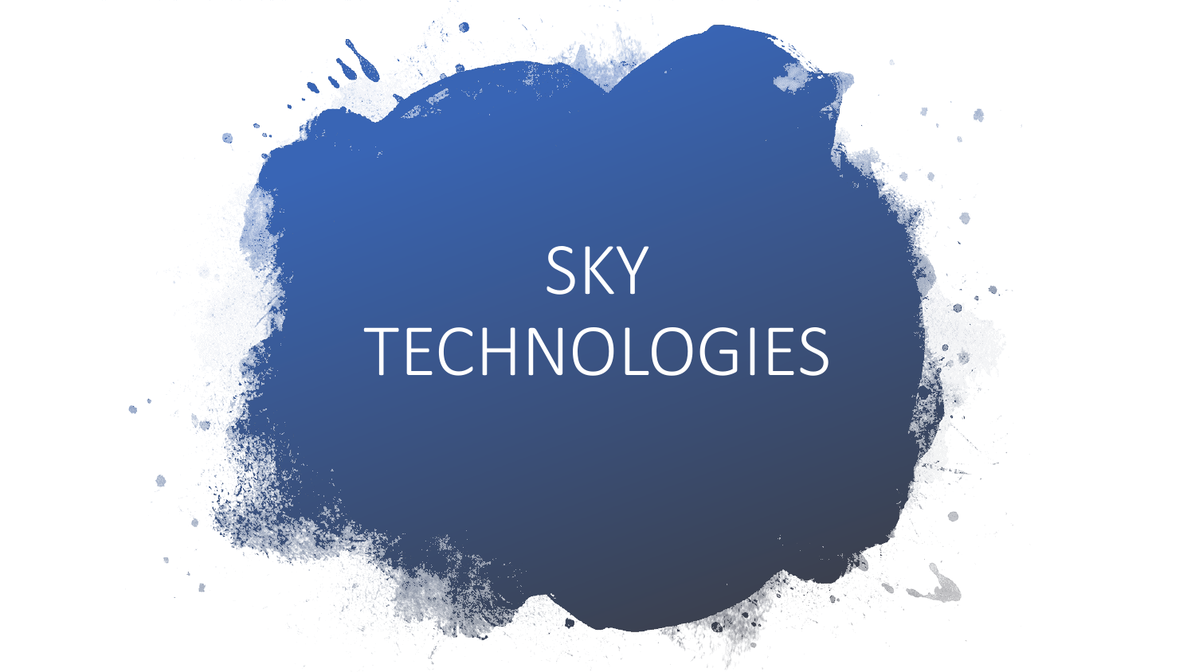# SKY TECHNOLOGIES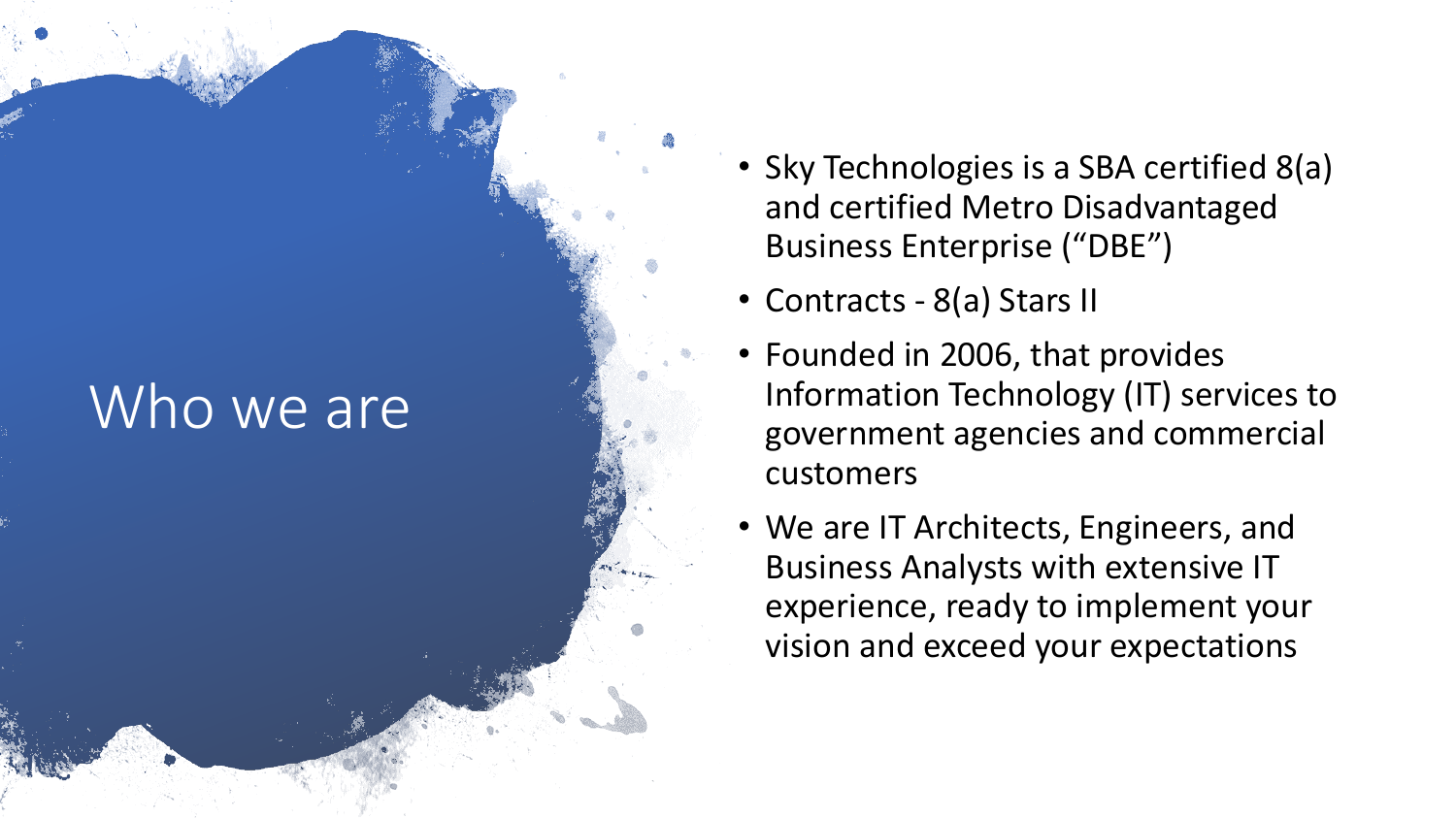# Who we are

- Sky Technologies is a SBA certified 8(a) and certified Metro Disadvantaged Business Enterprise (“DBE”)
- Contracts - 8(a) Stars II
- Founded in 2006, that provides Information Technology (IT) services to government agencies and commercial customers
- We are IT Architects, Engineers, and Business Analysts with extensive IT experience, ready to implement your vision and exceed your expectations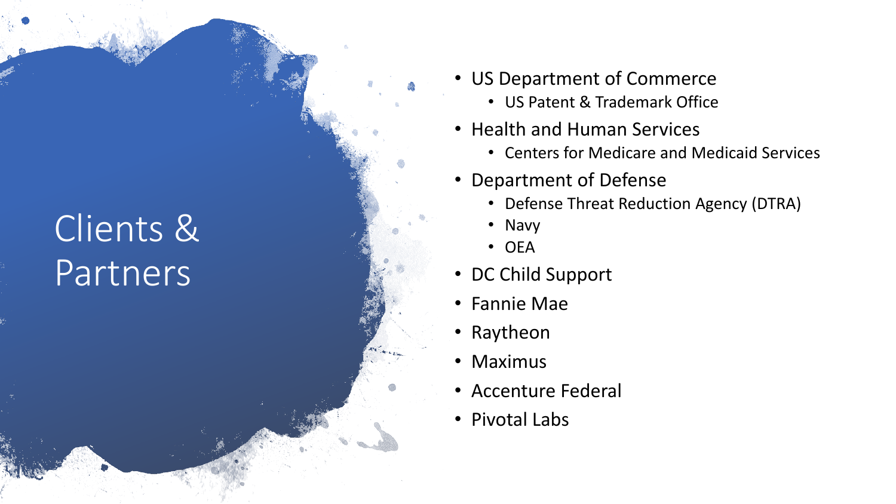# Clients & Partners

- US Department of Commerce
  - US Patent & Trademark Office
- Health and Human Services
  - Centers for Medicare and Medicaid Services
- Department of Defense
  - Defense Threat Reduction Agency (DTRA)
  - Navy
  - OEA
- DC Child Support
- Fannie Mae
- Raytheon
- Maximus
- Accenture Federal
- Pivotal Labs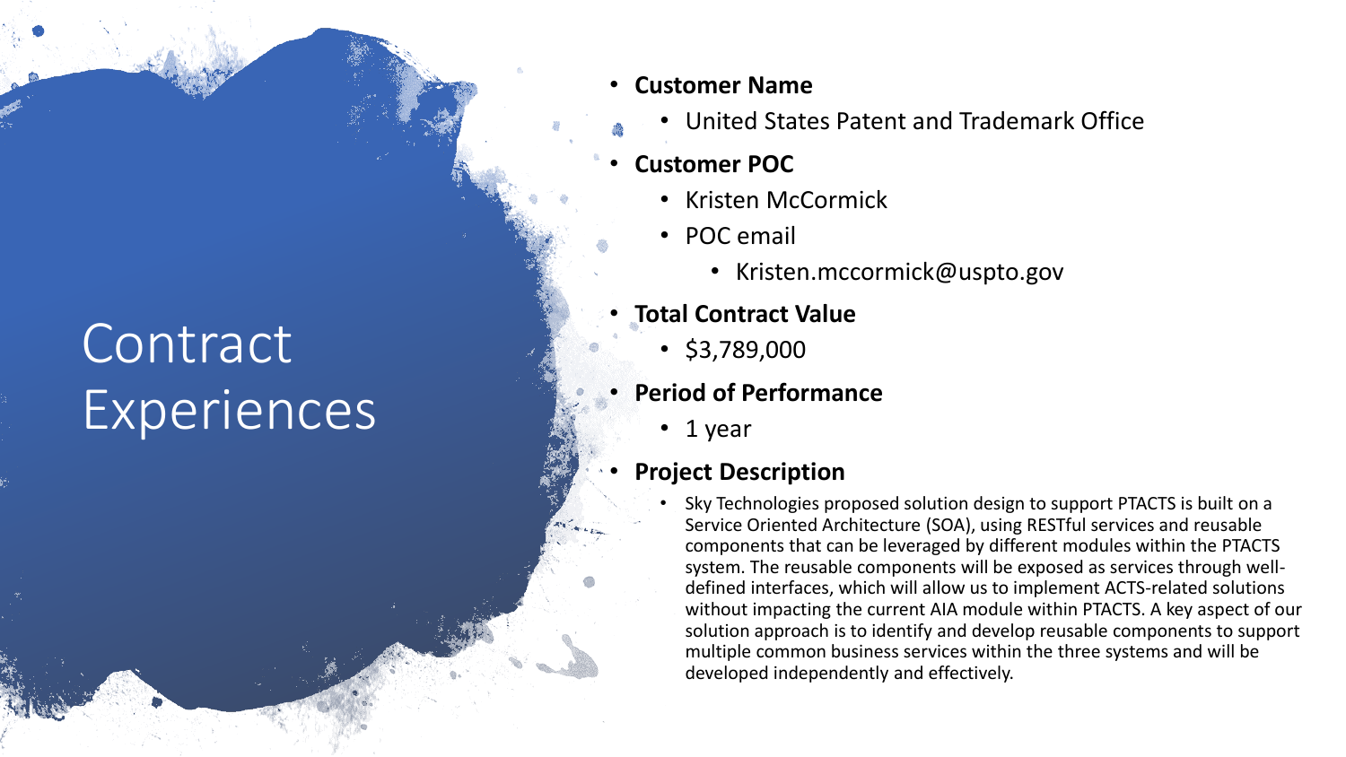# Contract Experiences

- **Customer Name**
  - United States Patent and Trademark Office
- **Customer POC**
  - Kristen McCormick
  - POC email
    - Kristen.mccormick@uspto.gov
- **Total Contract Value**
  - $3,789,000
- **Period of Performance**
  - 1 year
- **Project Description**
  - Sky Technologies proposed solution design to support PTACTS is built on a Service Oriented Architecture (SOA), using RESTful services and reusable components that can be leveraged by different modules within the PTACTS system. The reusable components will be exposed as services through well-defined interfaces, which will allow us to implement ACTS-related solutions without impacting the current AIA module within PTACTS. A key aspect of our solution approach is to identify and develop reusable components to support multiple common business services within the three systems and will be developed independently and effectively.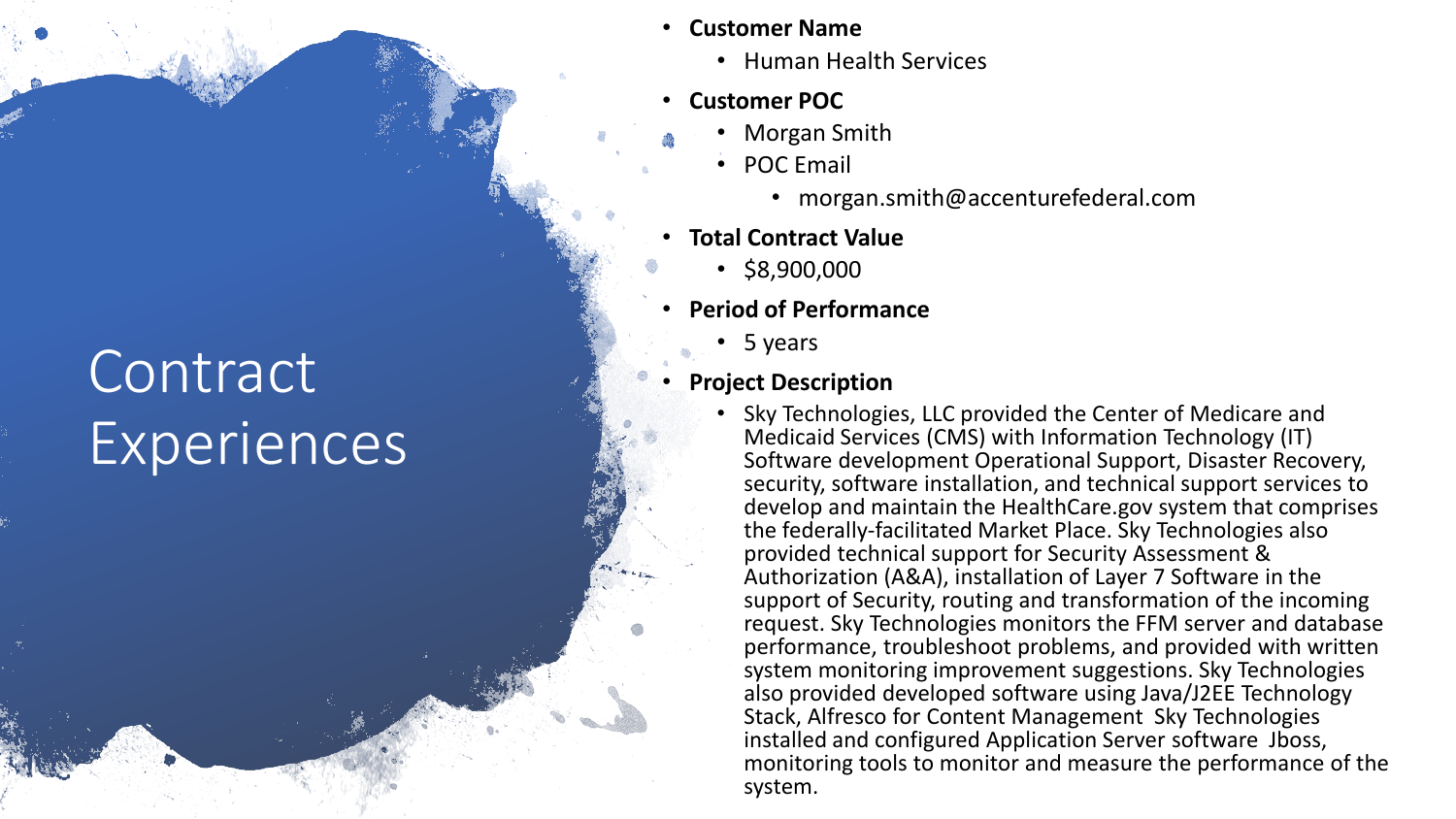# Contract Experiences

- **Customer Name**
  - Human Health Services
- **Customer POC**
  - Morgan Smith
  - POC Email
    - morgan.smith@accenturefederal.com
- **Total Contract Value**
  - $8,900,000
- **Period of Performance**
  - 5 years
- **Project Description**
  - Sky Technologies, LLC provided the Center of Medicare and Medicaid Services (CMS) with Information Technology (IT) Software development Operational Support, Disaster Recovery, security, software installation, and technical support services to develop and maintain the HealthCare.gov system that comprises the federally-facilitated Market Place. Sky Technologies also provided technical support for Security Assessment & Authorization (A&A), installation of Layer 7 Software in the support of Security, routing and transformation of the incoming request. Sky Technologies monitors the FFM server and database performance, troubleshoot problems, and provided with written system monitoring improvement suggestions. Sky Technologies also provided developed software using Java/J2EE Technology Stack, Alfresco for Content Management Sky Technologies installed and configured Application Server software Jboss, monitoring tools to monitor and measure the performance of the system.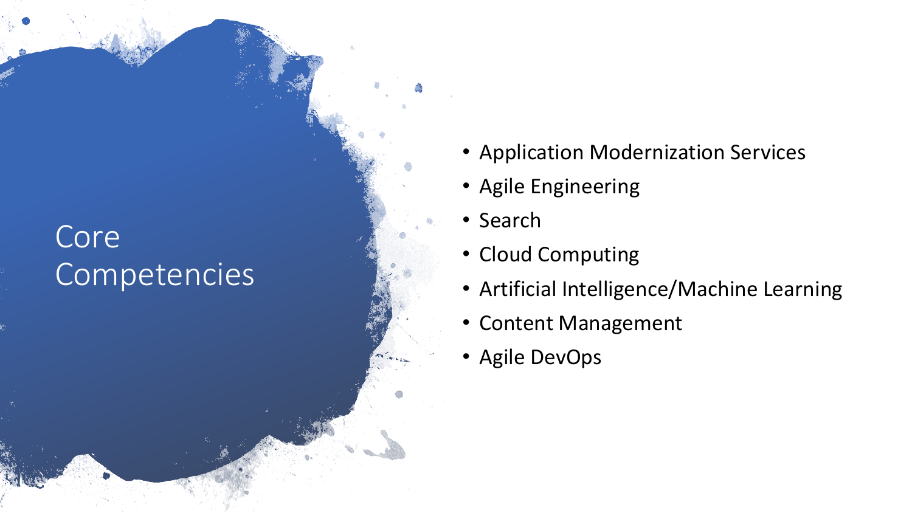# Core Competencies

- Application Modernization Services
- Agile Engineering
- Search
- Cloud Computing
- Artificial Intelligence/Machine Learning
- Content Management
- Agile DevOps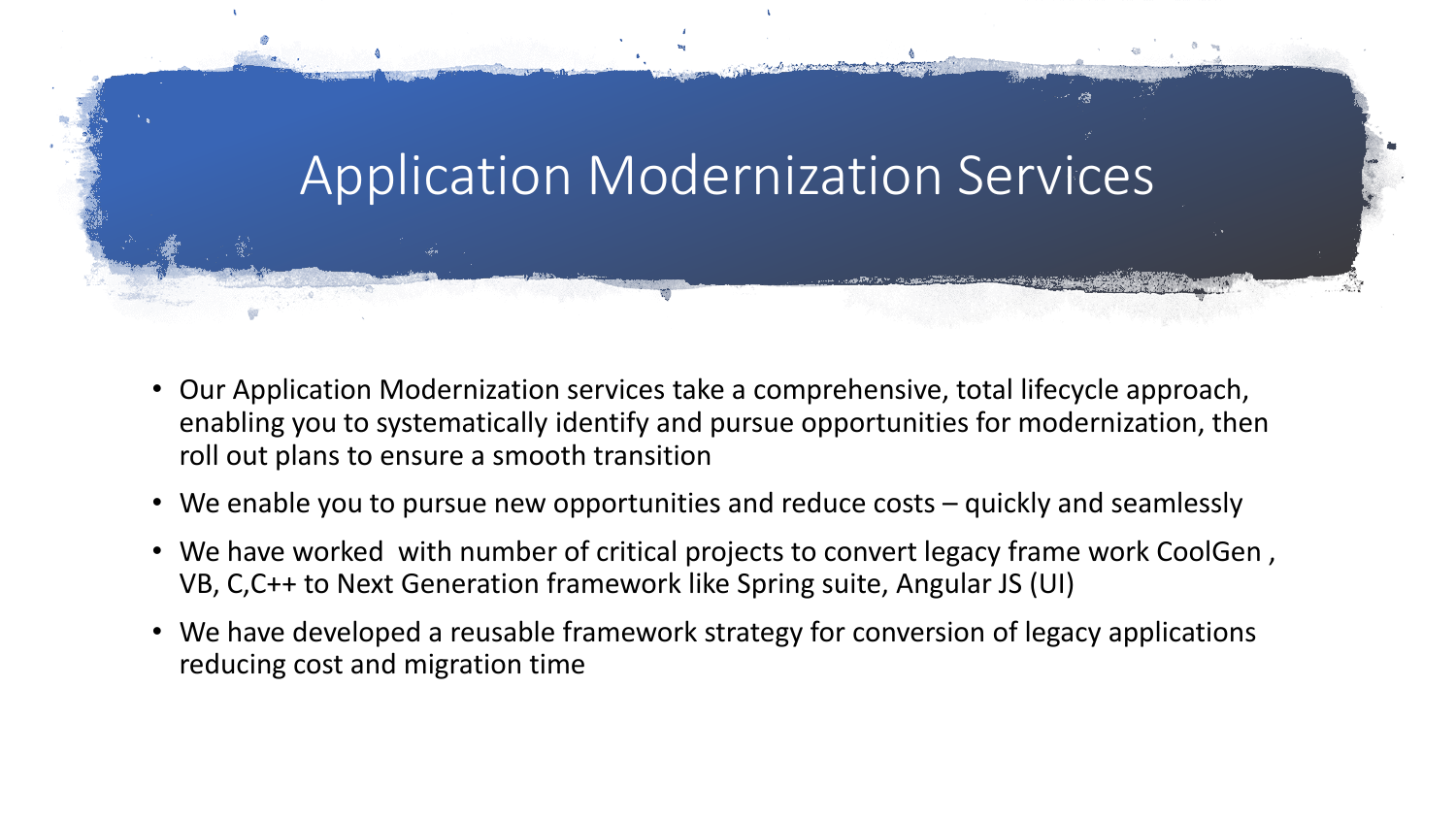# Application Modernization Services

- Our Application Modernization services take a comprehensive, total lifecycle approach, enabling you to systematically identify and pursue opportunities for modernization, then roll out plans to ensure a smooth transition
- We enable you to pursue new opportunities and reduce costs – quickly and seamlessly
- We have worked  with number of critical projects to convert legacy frame work CoolGen , VB, C,C++ to Next Generation framework like Spring suite, Angular JS (UI)
- We have developed a reusable framework strategy for conversion of legacy applications reducing cost and migration time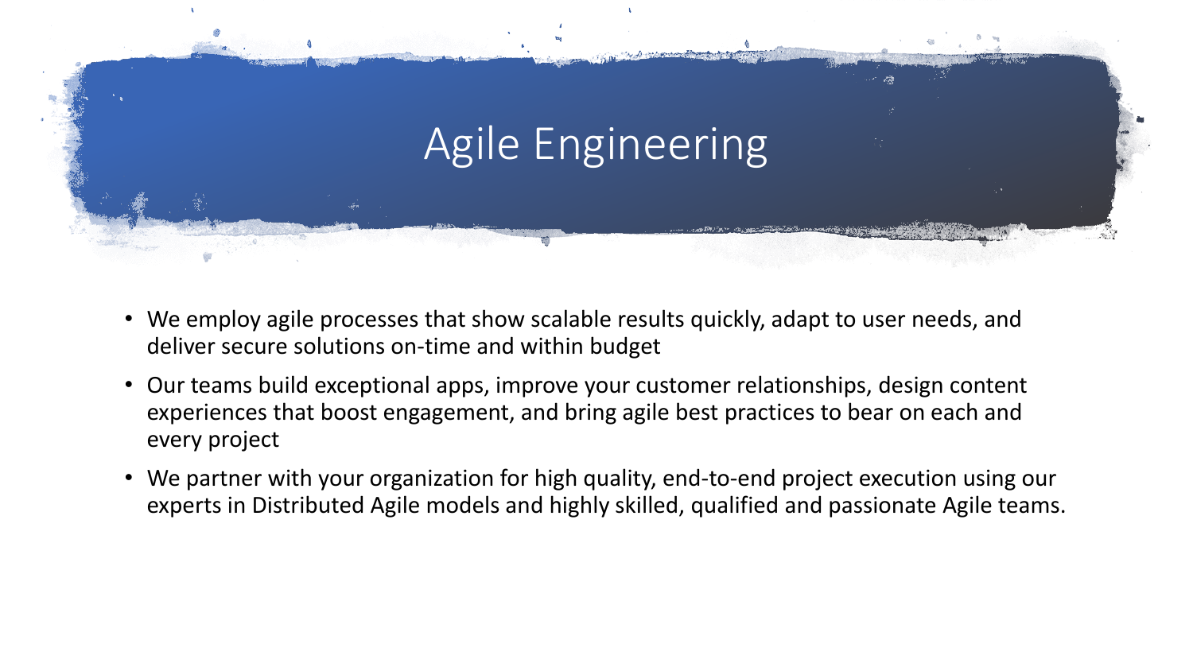# Agile Engineering

- We employ agile processes that show scalable results quickly, adapt to user needs, and deliver secure solutions on-time and within budget
- Our teams build exceptional apps, improve your customer relationships, design content experiences that boost engagement, and bring agile best practices to bear on each and every project
- We partner with your organization for high quality, end-to-end project execution using our experts in Distributed Agile models and highly skilled, qualified and passionate Agile teams.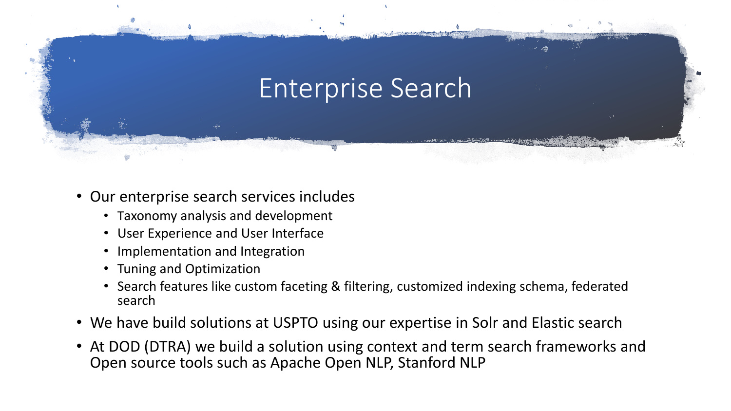# Enterprise Search

- Our enterprise search services includes
  - Taxonomy analysis and development
  - User Experience and User Interface
  - Implementation and Integration
  - Tuning and Optimization
  - Search features like custom faceting & filtering, customized indexing schema, federated search
- We have build solutions at USPTO using our expertise in Solr and Elastic search
- At DOD (DTRA) we build a solution using context and term search frameworks and Open source tools such as Apache Open NLP, Stanford NLP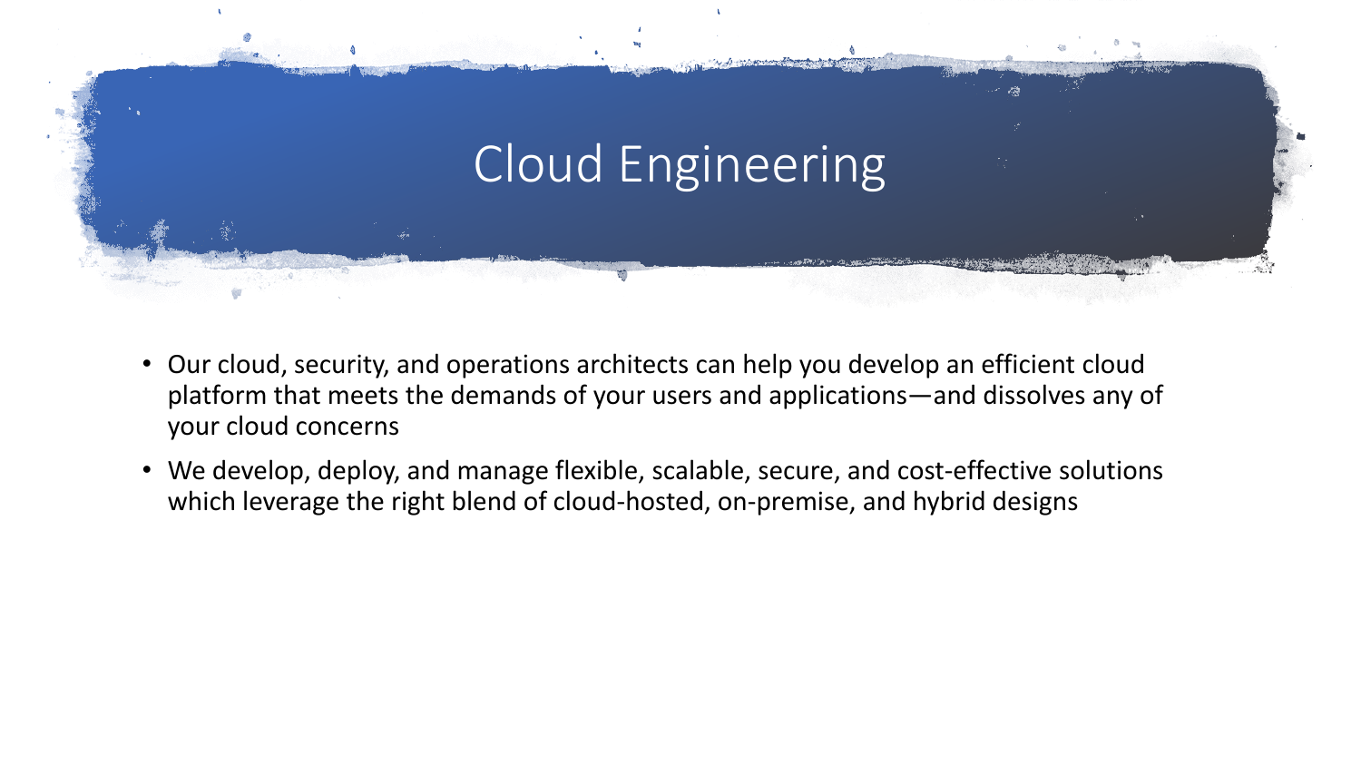# Cloud Engineering

- Our cloud, security, and operations architects can help you develop an efficient cloud platform that meets the demands of your users and applications—and dissolves any of your cloud concerns
- We develop, deploy, and manage flexible, scalable, secure, and cost-effective solutions which leverage the right blend of cloud-hosted, on-premise, and hybrid designs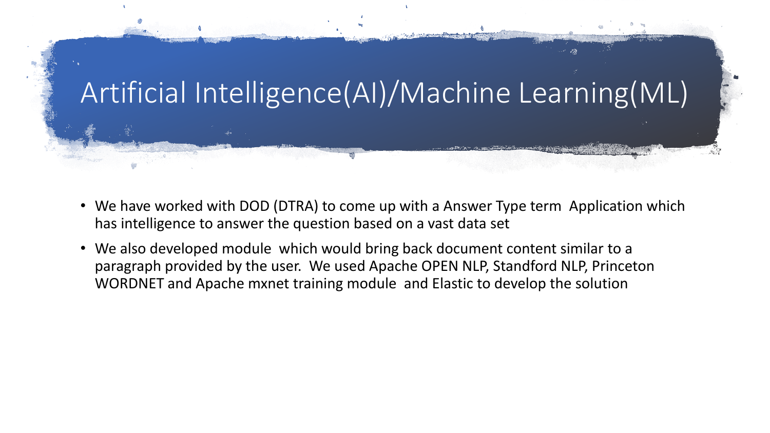# Artificial Intelligence(AI)/Machine Learning(ML)

- We have worked with DOD (DTRA) to come up with a Answer Type term Application which has intelligence to answer the question based on a vast data set
- We also developed module which would bring back document content similar to a paragraph provided by the user. We used Apache OPEN NLP, Standford NLP, Princeton WORDNET and Apache mxnet training module and Elastic to develop the solution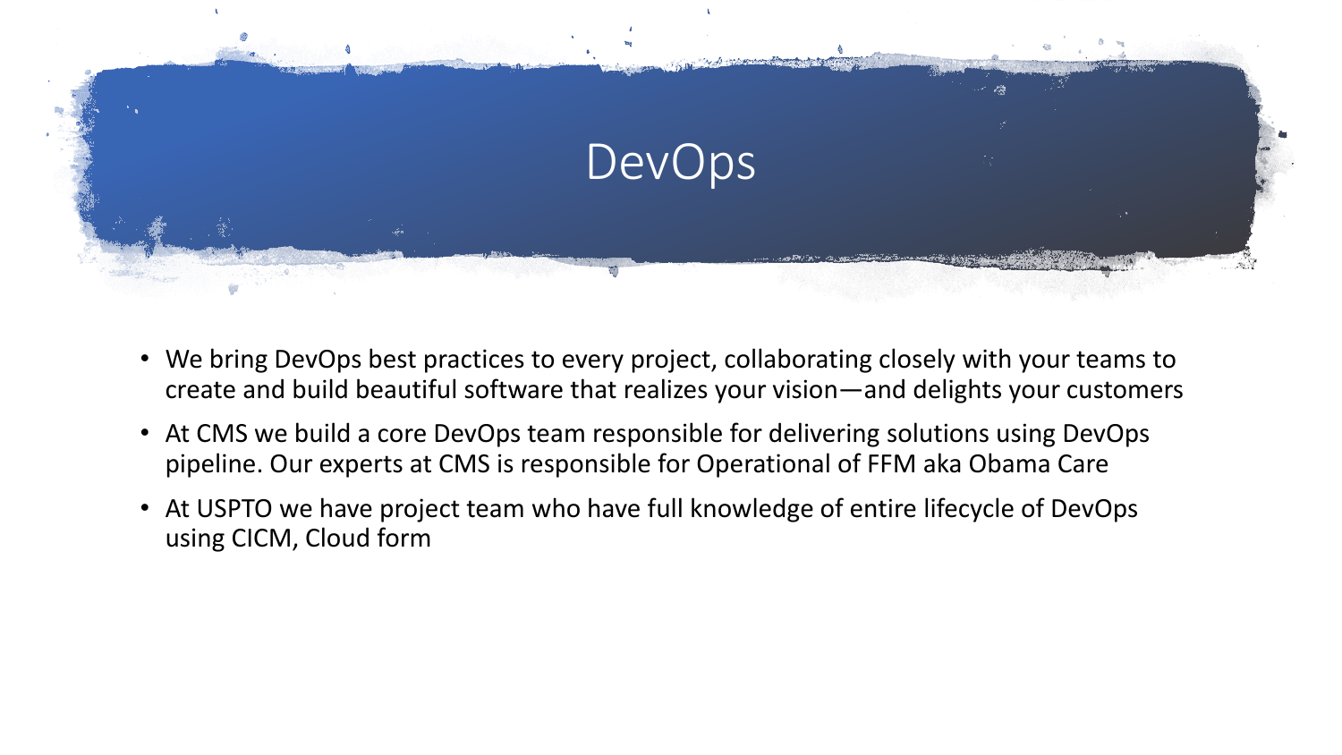# DevOps

- We bring DevOps best practices to every project, collaborating closely with your teams to create and build beautiful software that realizes your vision—and delights your customers
- At CMS we build a core DevOps team responsible for delivering solutions using DevOps pipeline. Our experts at CMS is responsible for Operational of FFM aka Obama Care
- At USPTO we have project team who have full knowledge of entire lifecycle of DevOps using CICM, Cloud form